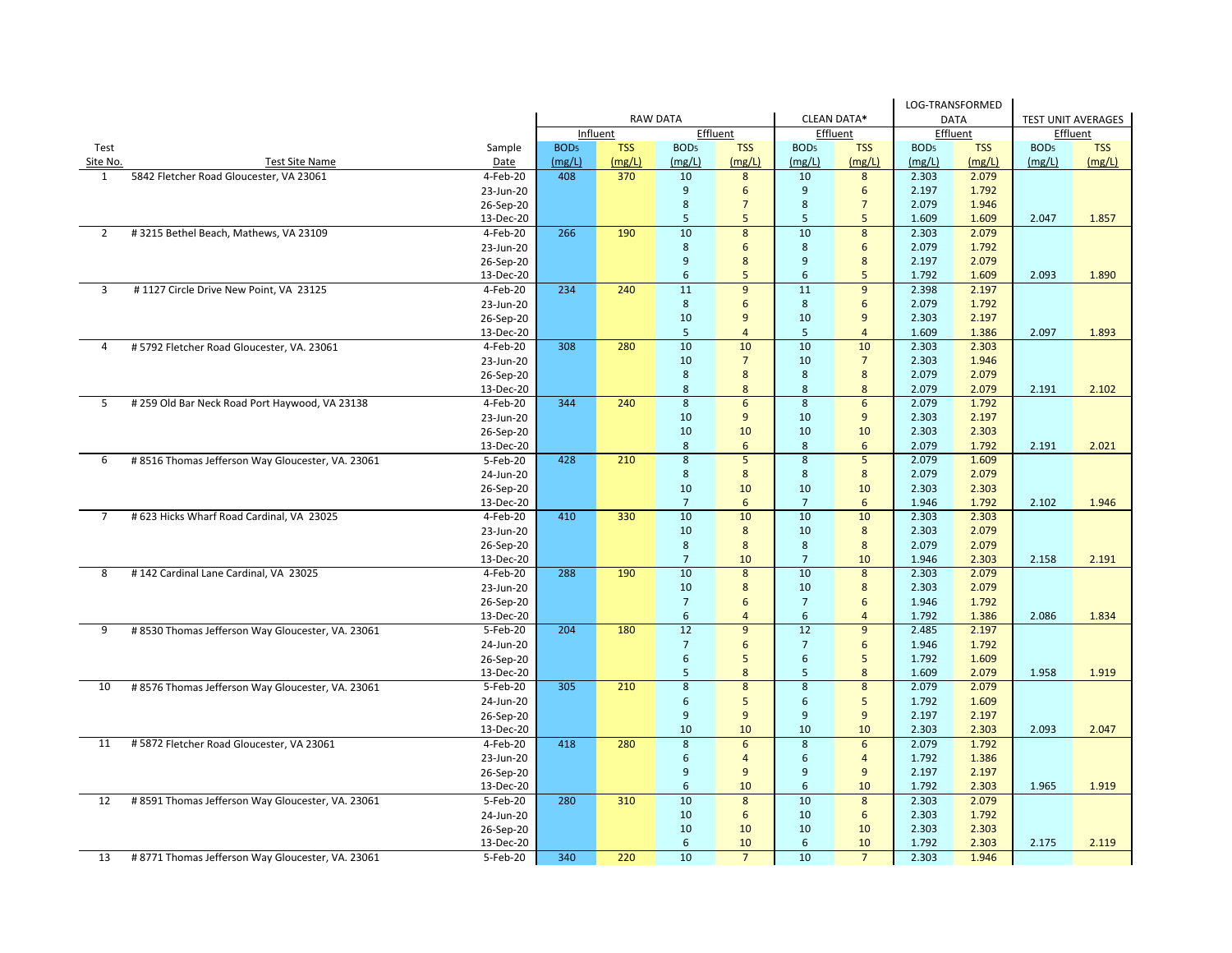| Test Site No. | Test Site Name | Sample Date | RAW DATA Influent BOD5 (mg/L) | RAW DATA Influent TSS (mg/L) | RAW DATA Effluent BOD5 (mg/L) | RAW DATA Effluent TSS (mg/L) | CLEAN DATA* Effluent BOD5 (mg/L) | CLEAN DATA* Effluent TSS (mg/L) | LOG-TRANSFORMED DATA Effluent BOD5 (mg/L) | LOG-TRANSFORMED DATA Effluent TSS (mg/L) | TEST UNIT AVERAGES Effluent BOD5 (mg/L) | TEST UNIT AVERAGES Effluent TSS (mg/L) |
|---|---|---|---|---|---|---|---|---|---|---|---|---|
| 1 | 5842 Fletcher Road Gloucester, VA 23061 | 4-Feb-20 | 408 | 370 | 10 | 8 | 10 | 8 | 2.303 | 2.079 | | |
| | | 23-Jun-20 | | | 9 | 6 | 9 | 6 | 2.197 | 1.792 | | |
| | | 26-Sep-20 | | | 8 | 7 | 8 | 7 | 2.079 | 1.946 | | |
| | | 13-Dec-20 | | | 5 | 5 | 5 | 5 | 1.609 | 1.609 | 2.047 | 1.857 |
| 2 | # 3215 Bethel Beach, Mathews, VA 23109 | 4-Feb-20 | 266 | 190 | 10 | 8 | 10 | 8 | 2.303 | 2.079 | | |
| | | 23-Jun-20 | | | 8 | 6 | 8 | 6 | 2.079 | 1.792 | | |
| | | 26-Sep-20 | | | 9 | 8 | 9 | 8 | 2.197 | 2.079 | | |
| | | 13-Dec-20 | | | 6 | 5 | 6 | 5 | 1.792 | 1.609 | 2.093 | 1.890 |
| 3 | # 1127 Circle Drive New Point, VA 23125 | 4-Feb-20 | 234 | 240 | 11 | 9 | 11 | 9 | 2.398 | 2.197 | | |
| | | 23-Jun-20 | | | 8 | 6 | 8 | 6 | 2.079 | 1.792 | | |
| | | 26-Sep-20 | | | 10 | 9 | 10 | 9 | 2.303 | 2.197 | | |
| | | 13-Dec-20 | | | 5 | 4 | 5 | 4 | 1.609 | 1.386 | 2.097 | 1.893 |
| 4 | # 5792 Fletcher Road Gloucester, VA. 23061 | 4-Feb-20 | 308 | 280 | 10 | 10 | 10 | 10 | 2.303 | 2.303 | | |
| | | 23-Jun-20 | | | 10 | 7 | 10 | 7 | 2.303 | 1.946 | | |
| | | 26-Sep-20 | | | 8 | 8 | 8 | 8 | 2.079 | 2.079 | | |
| | | 13-Dec-20 | | | 8 | 8 | 8 | 8 | 2.079 | 2.079 | 2.191 | 2.102 |
| 5 | # 259 Old Bar Neck Road Port Haywood, VA 23138 | 4-Feb-20 | 344 | 240 | 8 | 6 | 8 | 6 | 2.079 | 1.792 | | |
| | | 23-Jun-20 | | | 10 | 9 | 10 | 9 | 2.303 | 2.197 | | |
| | | 26-Sep-20 | | | 10 | 10 | 10 | 10 | 2.303 | 2.303 | | |
| | | 13-Dec-20 | | | 8 | 6 | 8 | 6 | 2.079 | 1.792 | 2.191 | 2.021 |
| 6 | # 8516 Thomas Jefferson Way Gloucester, VA. 23061 | 5-Feb-20 | 428 | 210 | 8 | 5 | 8 | 5 | 2.079 | 1.609 | | |
| | | 24-Jun-20 | | | 8 | 8 | 8 | 8 | 2.079 | 2.079 | | |
| | | 26-Sep-20 | | | 10 | 10 | 10 | 10 | 2.303 | 2.303 | | |
| | | 13-Dec-20 | | | 7 | 6 | 7 | 6 | 1.946 | 1.792 | 2.102 | 1.946 |
| 7 | # 623 Hicks Wharf Road Cardinal, VA 23025 | 4-Feb-20 | 410 | 330 | 10 | 10 | 10 | 10 | 2.303 | 2.303 | | |
| | | 23-Jun-20 | | | 10 | 8 | 10 | 8 | 2.303 | 2.079 | | |
| | | 26-Sep-20 | | | 8 | 8 | 8 | 8 | 2.079 | 2.079 | | |
| | | 13-Dec-20 | | | 7 | 10 | 7 | 10 | 1.946 | 2.303 | 2.158 | 2.191 |
| 8 | # 142 Cardinal Lane Cardinal, VA 23025 | 4-Feb-20 | 288 | 190 | 10 | 8 | 10 | 8 | 2.303 | 2.079 | | |
| | | 23-Jun-20 | | | 10 | 8 | 10 | 8 | 2.303 | 2.079 | | |
| | | 26-Sep-20 | | | 7 | 6 | 7 | 6 | 1.946 | 1.792 | | |
| | | 13-Dec-20 | | | 6 | 4 | 6 | 4 | 1.792 | 1.386 | 2.086 | 1.834 |
| 9 | # 8530 Thomas Jefferson Way Gloucester, VA. 23061 | 5-Feb-20 | 204 | 180 | 12 | 9 | 12 | 9 | 2.485 | 2.197 | | |
| | | 24-Jun-20 | | | 7 | 6 | 7 | 6 | 1.946 | 1.792 | | |
| | | 26-Sep-20 | | | 6 | 5 | 6 | 5 | 1.792 | 1.609 | | |
| | | 13-Dec-20 | | | 5 | 8 | 5 | 8 | 1.609 | 2.079 | 1.958 | 1.919 |
| 10 | # 8576 Thomas Jefferson Way Gloucester, VA. 23061 | 5-Feb-20 | 305 | 210 | 8 | 8 | 8 | 8 | 2.079 | 2.079 | | |
| | | 24-Jun-20 | | | 6 | 5 | 6 | 5 | 1.792 | 1.609 | | |
| | | 26-Sep-20 | | | 9 | 9 | 9 | 9 | 2.197 | 2.197 | | |
| | | 13-Dec-20 | | | 10 | 10 | 10 | 10 | 2.303 | 2.303 | 2.093 | 2.047 |
| 11 | # 5872 Fletcher Road Gloucester, VA 23061 | 4-Feb-20 | 418 | 280 | 8 | 6 | 8 | 6 | 2.079 | 1.792 | | |
| | | 23-Jun-20 | | | 6 | 4 | 6 | 4 | 1.792 | 1.386 | | |
| | | 26-Sep-20 | | | 9 | 9 | 9 | 9 | 2.197 | 2.197 | | |
| | | 13-Dec-20 | | | 6 | 10 | 6 | 10 | 1.792 | 2.303 | 1.965 | 1.919 |
| 12 | # 8591 Thomas Jefferson Way Gloucester, VA. 23061 | 5-Feb-20 | 280 | 310 | 10 | 8 | 10 | 8 | 2.303 | 2.079 | | |
| | | 24-Jun-20 | | | 10 | 6 | 10 | 6 | 2.303 | 1.792 | | |
| | | 26-Sep-20 | | | 10 | 10 | 10 | 10 | 2.303 | 2.303 | | |
| | | 13-Dec-20 | | | 6 | 10 | 6 | 10 | 1.792 | 2.303 | 2.175 | 2.119 |
| 13 | # 8771 Thomas Jefferson Way Gloucester, VA. 23061 | 5-Feb-20 | 340 | 220 | 10 | 7 | 10 | 7 | 2.303 | 1.946 | | |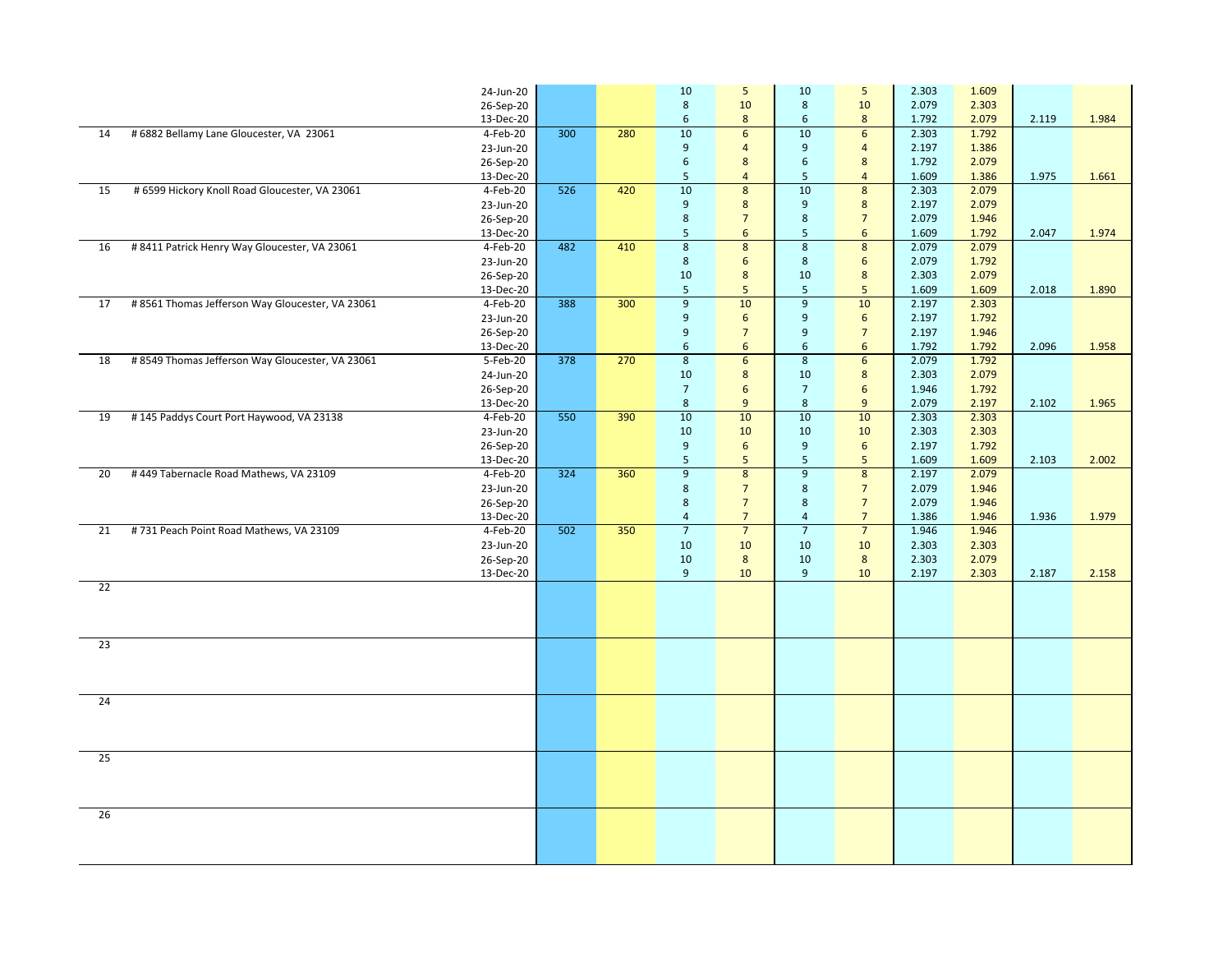| | | | | | | | | | | | | | |
|---|---|---|---|---|---|---|---|---|---|---|---|---|---|
| | | 24-Jun-20 | | | 10 | 5 | 10 | 5 | 2.303 | 1.609 | | |
| | | 26-Sep-20 | | | 8 | 10 | 8 | 10 | 2.079 | 2.303 | | |
| | | 13-Dec-20 | | | 6 | 8 | 6 | 8 | 1.792 | 2.079 | 2.119 | 1.984 |
| 14 | # 6882 Bellamy Lane Gloucester, VA 23061 | 4-Feb-20 | 300 | 280 | 10 | 6 | 10 | 6 | 2.303 | 1.792 | | |
| | | 23-Jun-20 | | | 9 | 4 | 9 | 4 | 2.197 | 1.386 | | |
| | | 26-Sep-20 | | | 6 | 8 | 6 | 8 | 1.792 | 2.079 | | |
| | | 13-Dec-20 | | | 5 | 4 | 5 | 4 | 1.609 | 1.386 | 1.975 | 1.661 |
| 15 | # 6599 Hickory Knoll Road Gloucester, VA 23061 | 4-Feb-20 | 526 | 420 | 10 | 8 | 10 | 8 | 2.303 | 2.079 | | |
| | | 23-Jun-20 | | | 9 | 8 | 9 | 8 | 2.197 | 2.079 | | |
| | | 26-Sep-20 | | | 8 | 7 | 8 | 7 | 2.079 | 1.946 | | |
| | | 13-Dec-20 | | | 5 | 6 | 5 | 6 | 1.609 | 1.792 | 2.047 | 1.974 |
| 16 | # 8411 Patrick Henry Way Gloucester, VA 23061 | 4-Feb-20 | 482 | 410 | 8 | 8 | 8 | 8 | 2.079 | 2.079 | | |
| | | 23-Jun-20 | | | 8 | 6 | 8 | 6 | 2.079 | 1.792 | | |
| | | 26-Sep-20 | | | 10 | 8 | 10 | 8 | 2.303 | 2.079 | | |
| | | 13-Dec-20 | | | 5 | 5 | 5 | 5 | 1.609 | 1.609 | 2.018 | 1.890 |
| 17 | # 8561 Thomas Jefferson Way Gloucester, VA 23061 | 4-Feb-20 | 388 | 300 | 9 | 10 | 9 | 10 | 2.197 | 2.303 | | |
| | | 23-Jun-20 | | | 9 | 6 | 9 | 6 | 2.197 | 1.792 | | |
| | | 26-Sep-20 | | | 9 | 7 | 9 | 7 | 2.197 | 1.946 | | |
| | | 13-Dec-20 | | | 6 | 6 | 6 | 6 | 1.792 | 1.792 | 2.096 | 1.958 |
| 18 | # 8549 Thomas Jefferson Way Gloucester, VA 23061 | 5-Feb-20 | 378 | 270 | 8 | 6 | 8 | 6 | 2.079 | 1.792 | | |
| | | 24-Jun-20 | | | 10 | 8 | 10 | 8 | 2.303 | 2.079 | | |
| | | 26-Sep-20 | | | 7 | 6 | 7 | 6 | 1.946 | 1.792 | | |
| | | 13-Dec-20 | | | 8 | 9 | 8 | 9 | 2.079 | 2.197 | 2.102 | 1.965 |
| 19 | # 145 Paddys Court Port Haywood, VA 23138 | 4-Feb-20 | 550 | 390 | 10 | 10 | 10 | 10 | 2.303 | 2.303 | | |
| | | 23-Jun-20 | | | 10 | 10 | 10 | 10 | 2.303 | 2.303 | | |
| | | 26-Sep-20 | | | 9 | 6 | 9 | 6 | 2.197 | 1.792 | | |
| | | 13-Dec-20 | | | 5 | 5 | 5 | 5 | 1.609 | 1.609 | 2.103 | 2.002 |
| 20 | # 449 Tabernacle Road Mathews, VA 23109 | 4-Feb-20 | 324 | 360 | 9 | 8 | 9 | 8 | 2.197 | 2.079 | | |
| | | 23-Jun-20 | | | 8 | 7 | 8 | 7 | 2.079 | 1.946 | | |
| | | 26-Sep-20 | | | 8 | 7 | 8 | 7 | 2.079 | 1.946 | | |
| | | 13-Dec-20 | | | 4 | 7 | 4 | 7 | 1.386 | 1.946 | 1.936 | 1.979 |
| 21 | # 731 Peach Point Road Mathews, VA 23109 | 4-Feb-20 | 502 | 350 | 7 | 7 | 7 | 7 | 1.946 | 1.946 | | |
| | | 23-Jun-20 | | | 10 | 10 | 10 | 10 | 2.303 | 2.303 | | |
| | | 26-Sep-20 | | | 10 | 8 | 10 | 8 | 2.303 | 2.079 | | |
| | | 13-Dec-20 | | | 9 | 10 | 9 | 10 | 2.197 | 2.303 | 2.187 | 2.158 |
| 22 | | | | | | | | | | | | |
| 23 | | | | | | | | | | | | |
| 24 | | | | | | | | | | | | |
| 25 | | | | | | | | | | | | |
| 26 | | | | | | | | | | | | |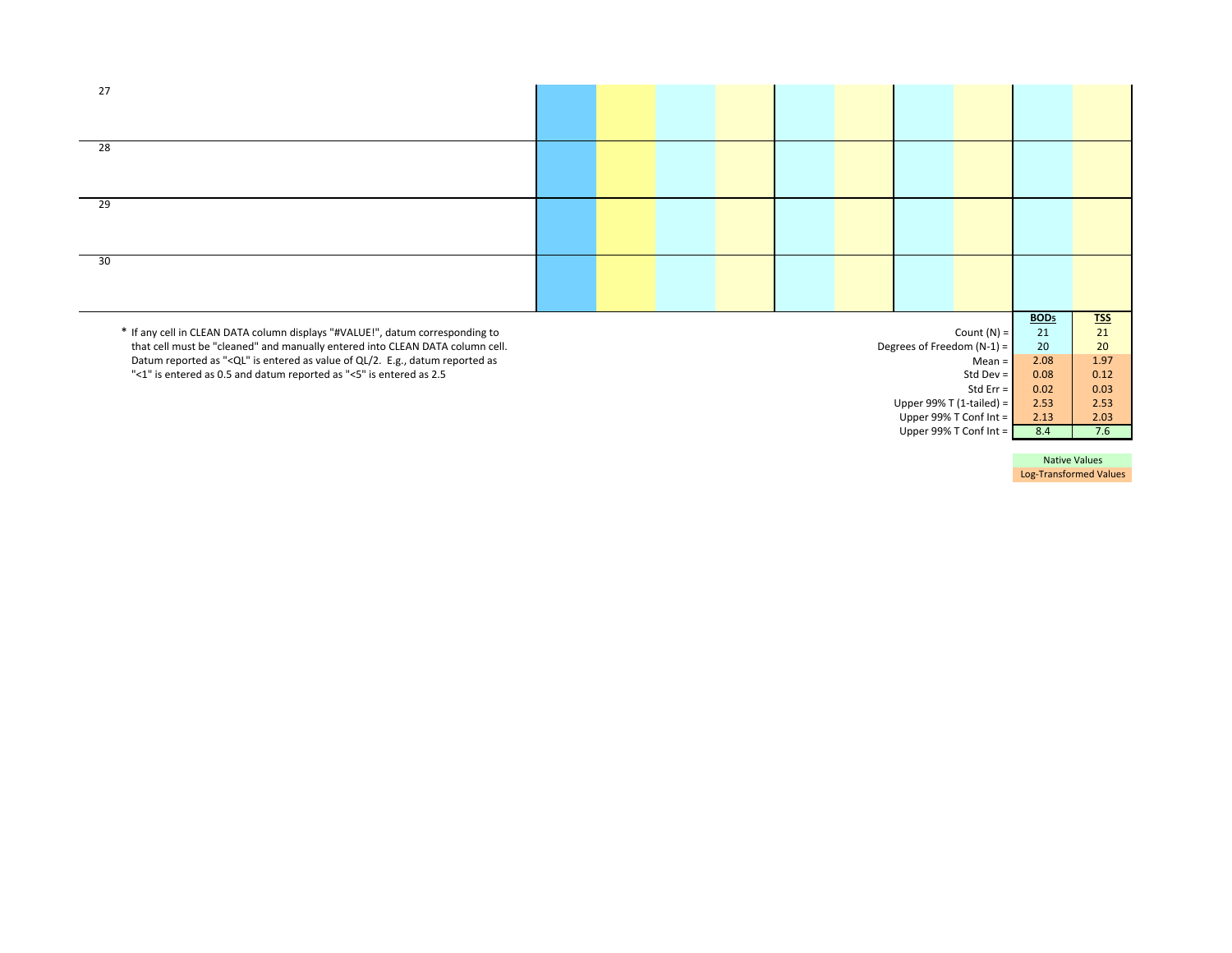| | | | | | | | | | | |
|---|---|---|---|---|---|---|---|---|---|---|
| 27 | | | | | | | | | | |
| 28 | | | | | | | | | | |
| 29 | | | | | | | | | | |
| 30 | | | | | | | | | | |

* If any cell in CLEAN DATA column displays "#VALUE!", datum corresponding to that cell must be "cleaned" and manually entered into CLEAN DATA column cell. Datum reported as "<QL" is entered as value of QL/2. E.g., datum reported as "<1" is entered as 0.5 and datum reported as "<5" is entered as 2.5

| | $BOD_5$ | TSS |
|---|---|---|
| Count (N) = | 21 | 21 |
| Degrees of Freedom (N-1) = | 20 | 20 |
| Mean = | 2.08 | 1.97 |
| Std Dev = | 0.08 | 0.12 |
| Std Err = | 0.02 | 0.03 |
| Upper 99% T (1-tailed) = | 2.53 | 2.53 |
| Upper 99% T Conf Int = | 2.13 | 2.03 |
| Upper 99% T Conf Int = | 8.4 | 7.6 |

Native Values

Log-Transformed Values